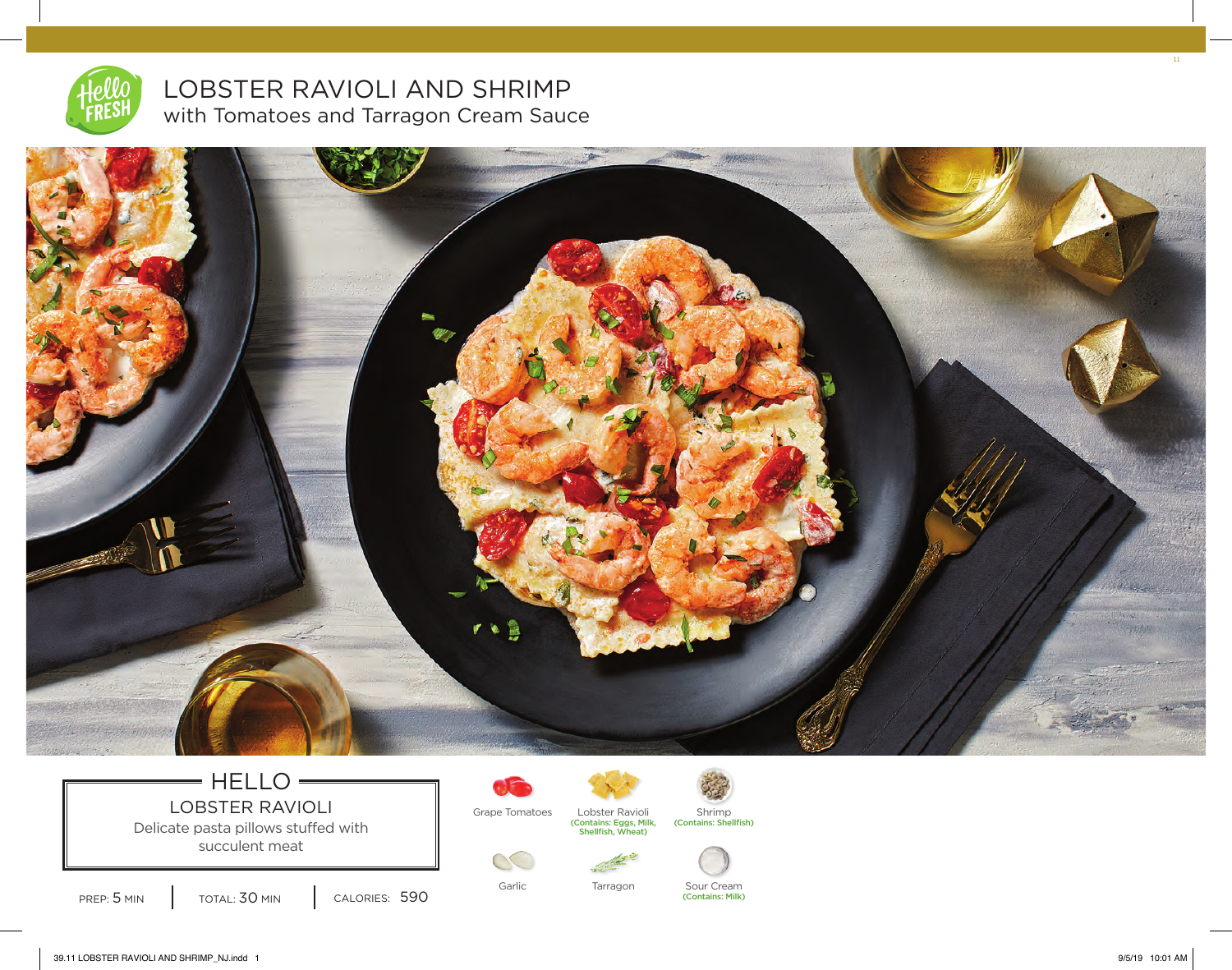# LOBSTER RAVIOLI AND SHRIMP

## with Tomatoes and Tarragon Cream Sauce

### HELLO

LOBSTER RAVIOLI

Delicate pasta pillows stuffed with succulent meat

PREP: 5 MIN | TOTAL: 30 MIN | CALORIES: 590

Grape Tomatoes

Lobster Ravioli
(Contains: Eggs, Milk, Shellfish, Wheat)

Shrimp
(Contains: Shellfish)

Garlic

Tarragon

Sour Cream
(Contains: Milk)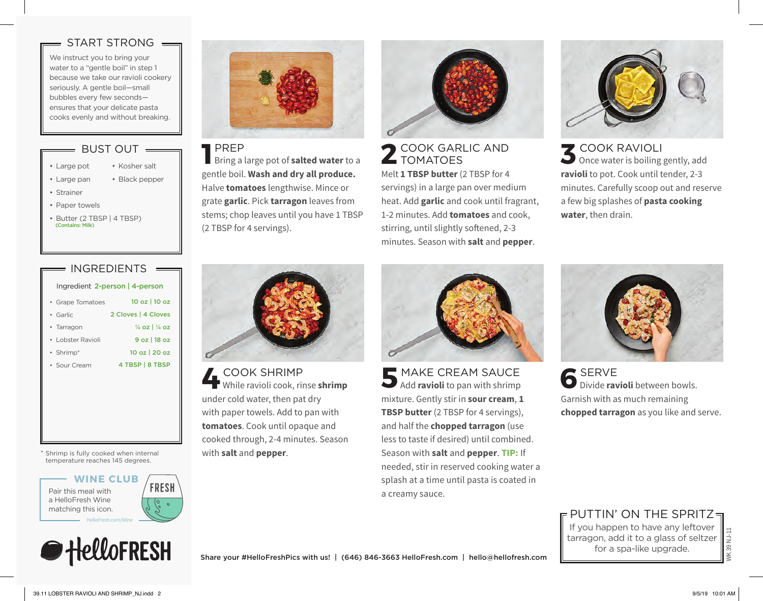## START STRONG

We instruct you to bring your water to a "gentle boil" in step 1 because we take our ravioli cookery seriously. A gentle boil—small bubbles every few seconds—ensures that your delicate pasta cooks evenly and without breaking.

## BUST OUT

- Large pot
- Large pan
- Strainer
- Paper towels
- Butter (2 TBSP | 4 TBSP) (Contains: Milk)
- Kosher salt
- Black pepper

## INGREDIENTS

| Ingredient | 2-person \| 4-person |
|---|---|
| Grape Tomatoes | 10 oz \| 10 oz |
| Garlic | 2 Cloves \| 4 Cloves |
| Tarragon | ¼ oz \| ¼ oz |
| Lobster Ravioli | 9 oz \| 18 oz |
| Shrimp* | 10 oz \| 20 oz |
| Sour Cream | 4 TBSP \| 8 TBSP |

\* Shrimp is fully cooked when internal temperature reaches 145 degrees.

## WINE CLUB

Pair this meal with a HelloFresh Wine matching this icon.

FRESH

HelloFresh.com/Wine

HelloFRESH

## 1 PREP

Bring a large pot of **salted water** to a gentle boil. **Wash and dry all produce.** Halve **tomatoes** lengthwise. Mince or grate **garlic**. Pick **tarragon** leaves from stems; chop leaves until you have 1 TBSP (2 TBSP for 4 servings).

## 2 COOK GARLIC AND TOMATOES

Melt **1 TBSP butter** (2 TBSP for 4 servings) in a large pan over medium heat. Add **garlic** and cook until fragrant, 1-2 minutes. Add **tomatoes** and cook, stirring, until slightly softened, 2-3 minutes. Season with **salt** and **pepper**.

## 3 COOK RAVIOLI

Once water is boiling gently, add **ravioli** to pot. Cook until tender, 2-3 minutes. Carefully scoop out and reserve a few big splashes of **pasta cooking water**, then drain.

## 4 COOK SHRIMP

While ravioli cook, rinse **shrimp** under cold water, then pat dry with paper towels. Add to pan with **tomatoes**. Cook until opaque and cooked through, 2-4 minutes. Season with **salt** and **pepper**.

## 5 MAKE CREAM SAUCE

Add **ravioli** to pan with shrimp mixture. Gently stir in **sour cream**, **1 TBSP butter** (2 TBSP for 4 servings), and half the **chopped tarragon** (use less to taste if desired) until combined. Season with **salt** and **pepper**. **TIP:** If needed, stir in reserved cooking water a splash at a time until pasta is coated in a creamy sauce.

## 6 SERVE

Divide **ravioli** between bowls. Garnish with as much remaining **chopped tarragon** as you like and serve.

## PUTTIN' ON THE SPRITZ

If you happen to have any leftover tarragon, add it to a glass of seltzer for a spa-like upgrade.

WK 39 NJ-11

Share your #HelloFreshPics with us! | (646) 846-3663 HelloFresh.com | hello@hellofresh.com